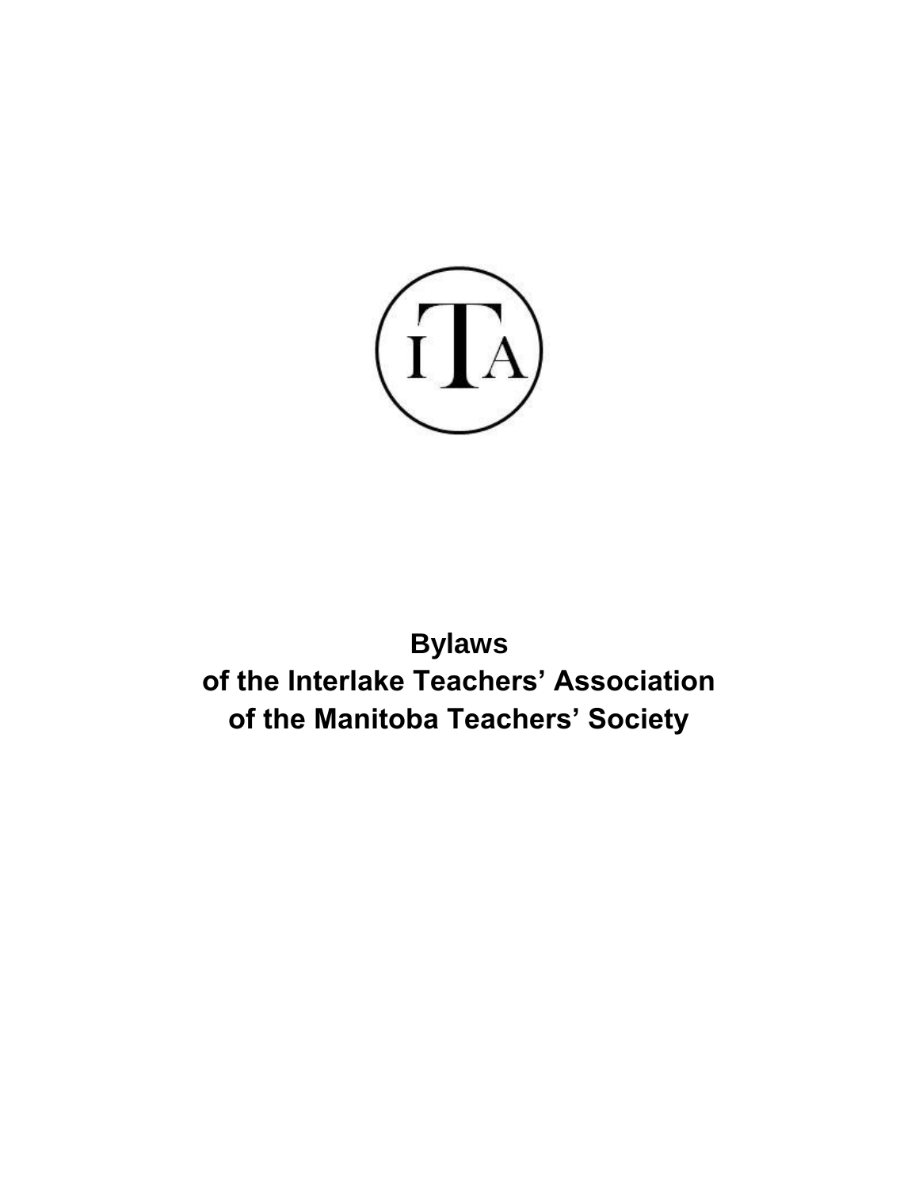# Bylaws
# of the Interlake Teachers' Association
# of the Manitoba Teachers' Society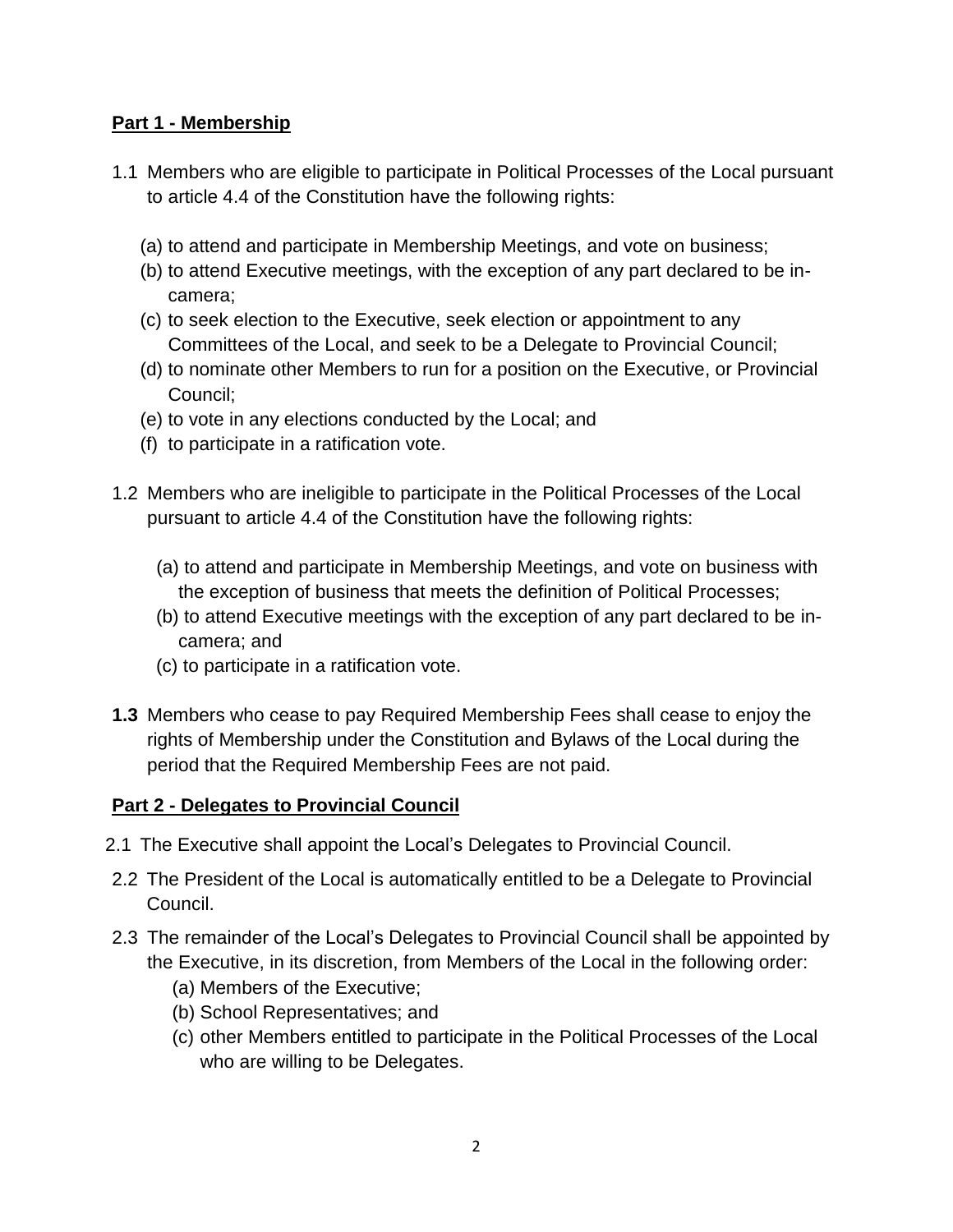## **Part 1 - Membership**

1.1 Members who are eligible to participate in Political Processes of the Local pursuant to article 4.4 of the Constitution have the following rights:

(a) to attend and participate in Membership Meetings, and vote on business;
(b) to attend Executive meetings, with the exception of any part declared to be in-camera;
(c) to seek election to the Executive, seek election or appointment to any Committees of the Local, and seek to be a Delegate to Provincial Council;
(d) to nominate other Members to run for a position on the Executive, or Provincial Council;
(e) to vote in any elections conducted by the Local; and
(f) to participate in a ratification vote.

1.2 Members who are ineligible to participate in the Political Processes of the Local pursuant to article 4.4 of the Constitution have the following rights:

(a) to attend and participate in Membership Meetings, and vote on business with the exception of business that meets the definition of Political Processes;
(b) to attend Executive meetings with the exception of any part declared to be in-camera; and
(c) to participate in a ratification vote.

**1.3** Members who cease to pay Required Membership Fees shall cease to enjoy the rights of Membership under the Constitution and Bylaws of the Local during the period that the Required Membership Fees are not paid.

## **Part 2 - Delegates to Provincial Council**

2.1 The Executive shall appoint the Local's Delegates to Provincial Council.

2.2 The President of the Local is automatically entitled to be a Delegate to Provincial Council.

2.3 The remainder of the Local's Delegates to Provincial Council shall be appointed by the Executive, in its discretion, from Members of the Local in the following order:

(a) Members of the Executive;
(b) School Representatives; and
(c) other Members entitled to participate in the Political Processes of the Local who are willing to be Delegates.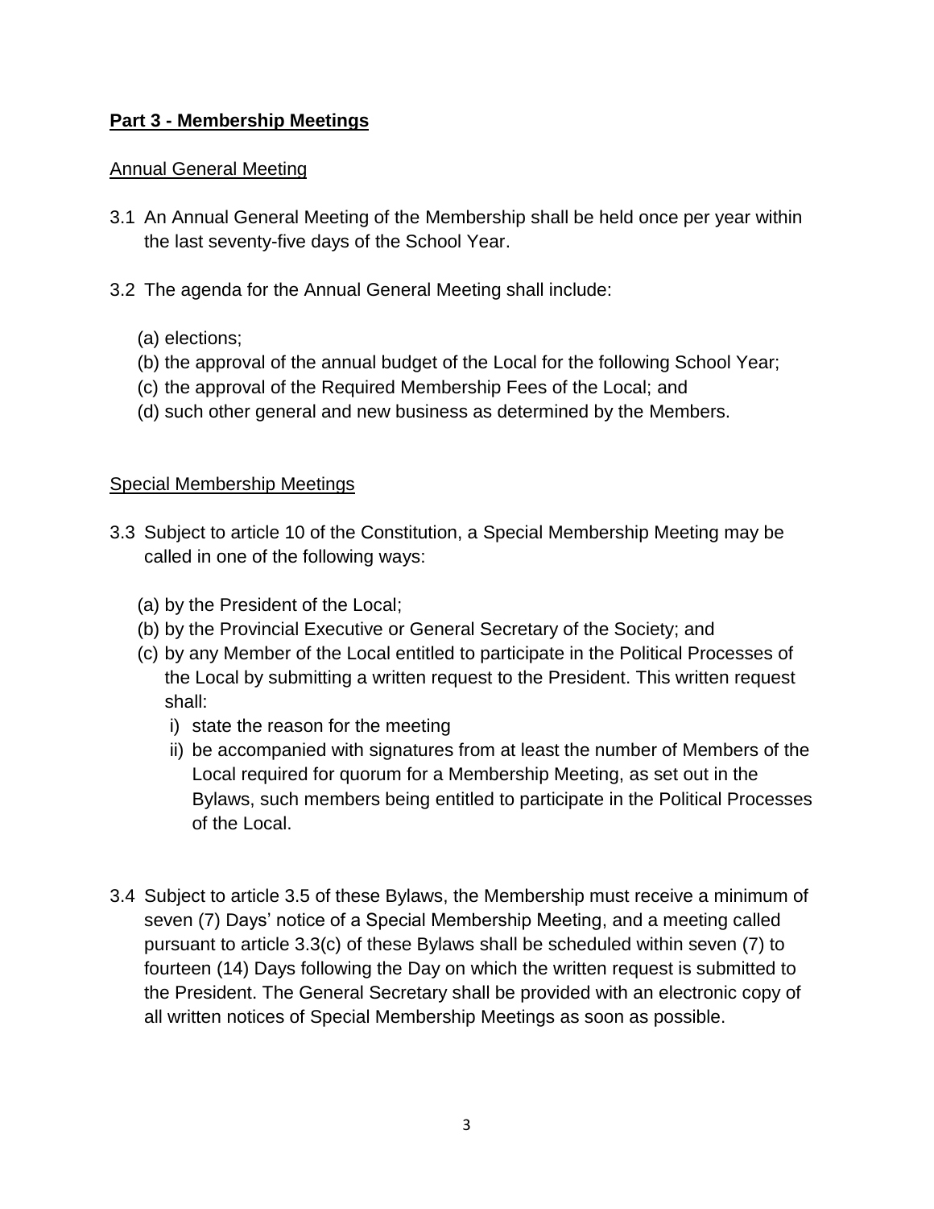## **Part 3 - Membership Meetings**

### Annual General Meeting

3.1 An Annual General Meeting of the Membership shall be held once per year within the last seventy-five days of the School Year.

3.2 The agenda for the Annual General Meeting shall include:

(a) elections;
(b) the approval of the annual budget of the Local for the following School Year;
(c) the approval of the Required Membership Fees of the Local; and
(d) such other general and new business as determined by the Members.

### Special Membership Meetings

3.3 Subject to article 10 of the Constitution, a Special Membership Meeting may be called in one of the following ways:

(a) by the President of the Local;
(b) by the Provincial Executive or General Secretary of the Society; and
(c) by any Member of the Local entitled to participate in the Political Processes of the Local by submitting a written request to the President. This written request shall:
   i) state the reason for the meeting
   ii) be accompanied with signatures from at least the number of Members of the Local required for quorum for a Membership Meeting, as set out in the Bylaws, such members being entitled to participate in the Political Processes of the Local.

3.4 Subject to article 3.5 of these Bylaws, the Membership must receive a minimum of seven (7) Days' notice of a Special Membership Meeting, and a meeting called pursuant to article 3.3(c) of these Bylaws shall be scheduled within seven (7) to fourteen (14) Days following the Day on which the written request is submitted to the President. The General Secretary shall be provided with an electronic copy of all written notices of Special Membership Meetings as soon as possible.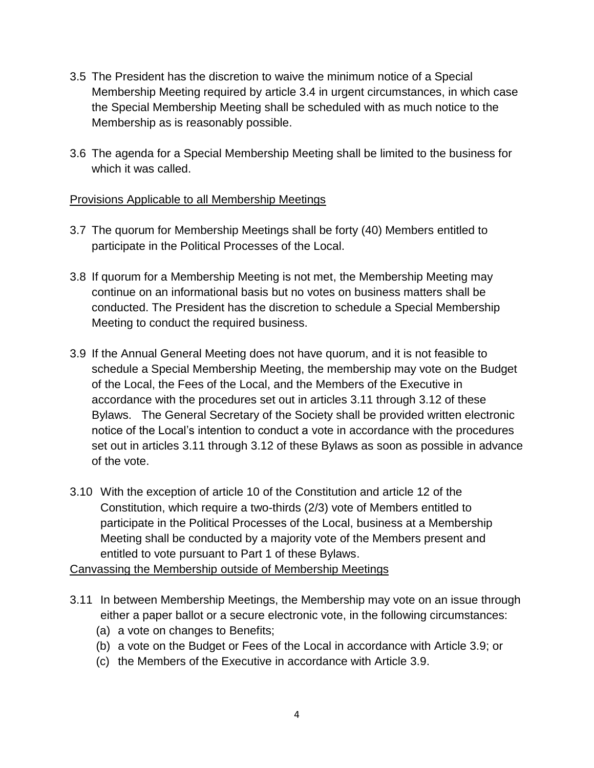3.5 The President has the discretion to waive the minimum notice of a Special Membership Meeting required by article 3.4 in urgent circumstances, in which case the Special Membership Meeting shall be scheduled with as much notice to the Membership as is reasonably possible.

3.6 The agenda for a Special Membership Meeting shall be limited to the business for which it was called.

Provisions Applicable to all Membership Meetings

3.7 The quorum for Membership Meetings shall be forty (40) Members entitled to participate in the Political Processes of the Local.

3.8 If quorum for a Membership Meeting is not met, the Membership Meeting may continue on an informational basis but no votes on business matters shall be conducted. The President has the discretion to schedule a Special Membership Meeting to conduct the required business.

3.9 If the Annual General Meeting does not have quorum, and it is not feasible to schedule a Special Membership Meeting, the membership may vote on the Budget of the Local, the Fees of the Local, and the Members of the Executive in accordance with the procedures set out in articles 3.11 through 3.12 of these Bylaws. The General Secretary of the Society shall be provided written electronic notice of the Local's intention to conduct a vote in accordance with the procedures set out in articles 3.11 through 3.12 of these Bylaws as soon as possible in advance of the vote.

3.10 With the exception of article 10 of the Constitution and article 12 of the Constitution, which require a two-thirds (2/3) vote of Members entitled to participate in the Political Processes of the Local, business at a Membership Meeting shall be conducted by a majority vote of the Members present and entitled to vote pursuant to Part 1 of these Bylaws.

Canvassing the Membership outside of Membership Meetings

3.11 In between Membership Meetings, the Membership may vote on an issue through either a paper ballot or a secure electronic vote, in the following circumstances:
   (a) a vote on changes to Benefits;
   (b) a vote on the Budget or Fees of the Local in accordance with Article 3.9; or
   (c) the Members of the Executive in accordance with Article 3.9.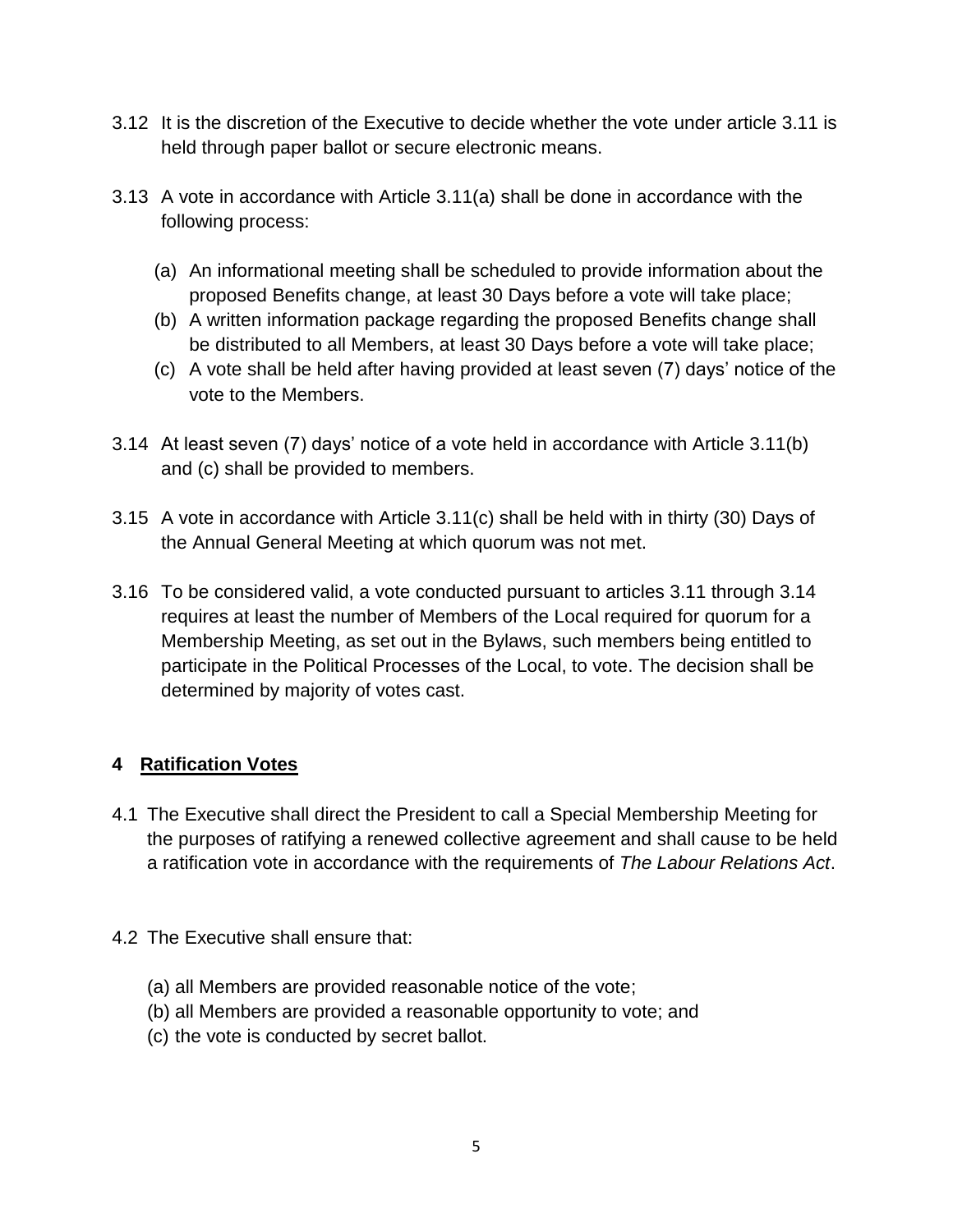3.12 It is the discretion of the Executive to decide whether the vote under article 3.11 is held through paper ballot or secure electronic means.

3.13 A vote in accordance with Article 3.11(a) shall be done in accordance with the following process:

(a) An informational meeting shall be scheduled to provide information about the proposed Benefits change, at least 30 Days before a vote will take place;
(b) A written information package regarding the proposed Benefits change shall be distributed to all Members, at least 30 Days before a vote will take place;
(c) A vote shall be held after having provided at least seven (7) days' notice of the vote to the Members.

3.14 At least seven (7) days' notice of a vote held in accordance with Article 3.11(b) and (c) shall be provided to members.

3.15 A vote in accordance with Article 3.11(c) shall be held with in thirty (30) Days of the Annual General Meeting at which quorum was not met.

3.16 To be considered valid, a vote conducted pursuant to articles 3.11 through 3.14 requires at least the number of Members of the Local required for quorum for a Membership Meeting, as set out in the Bylaws, such members being entitled to participate in the Political Processes of the Local, to vote. The decision shall be determined by majority of votes cast.

## 4 Ratification Votes

4.1 The Executive shall direct the President to call a Special Membership Meeting for the purposes of ratifying a renewed collective agreement and shall cause to be held a ratification vote in accordance with the requirements of *The Labour Relations Act*.

4.2 The Executive shall ensure that:

(a) all Members are provided reasonable notice of the vote;
(b) all Members are provided a reasonable opportunity to vote; and
(c) the vote is conducted by secret ballot.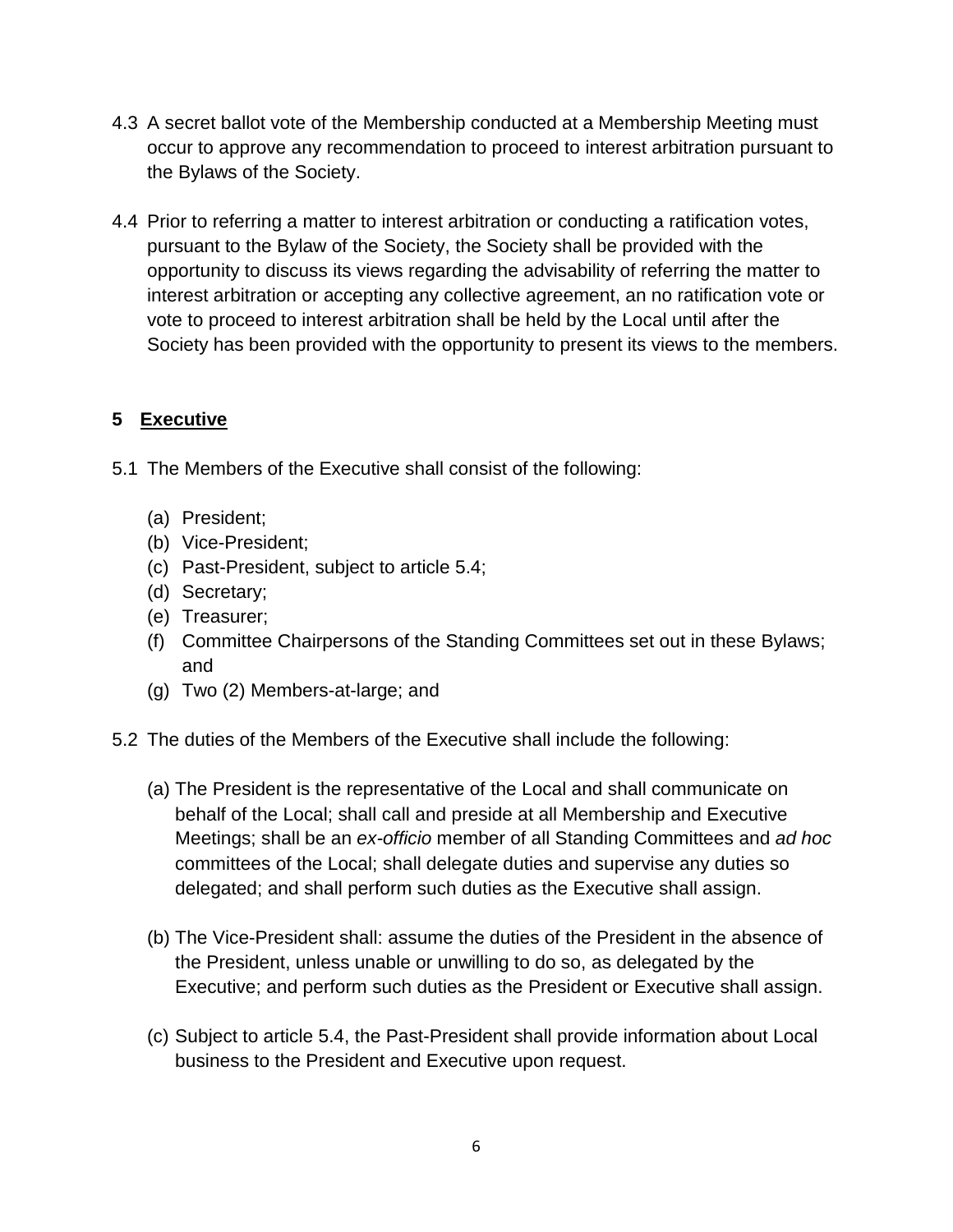4.3 A secret ballot vote of the Membership conducted at a Membership Meeting must occur to approve any recommendation to proceed to interest arbitration pursuant to the Bylaws of the Society.

4.4 Prior to referring a matter to interest arbitration or conducting a ratification votes, pursuant to the Bylaw of the Society, the Society shall be provided with the opportunity to discuss its views regarding the advisability of referring the matter to interest arbitration or accepting any collective agreement, an no ratification vote or vote to proceed to interest arbitration shall be held by the Local until after the Society has been provided with the opportunity to present its views to the members.

## 5 Executive

5.1 The Members of the Executive shall consist of the following:

(a) President;
(b) Vice-President;
(c) Past-President, subject to article 5.4;
(d) Secretary;
(e) Treasurer;
(f) Committee Chairpersons of the Standing Committees set out in these Bylaws; and
(g) Two (2) Members-at-large; and

5.2 The duties of the Members of the Executive shall include the following:

(a) The President is the representative of the Local and shall communicate on behalf of the Local; shall call and preside at all Membership and Executive Meetings; shall be an *ex-officio* member of all Standing Committees and *ad hoc* committees of the Local; shall delegate duties and supervise any duties so delegated; and shall perform such duties as the Executive shall assign.

(b) The Vice-President shall: assume the duties of the President in the absence of the President, unless unable or unwilling to do so, as delegated by the Executive; and perform such duties as the President or Executive shall assign.

(c) Subject to article 5.4, the Past-President shall provide information about Local business to the President and Executive upon request.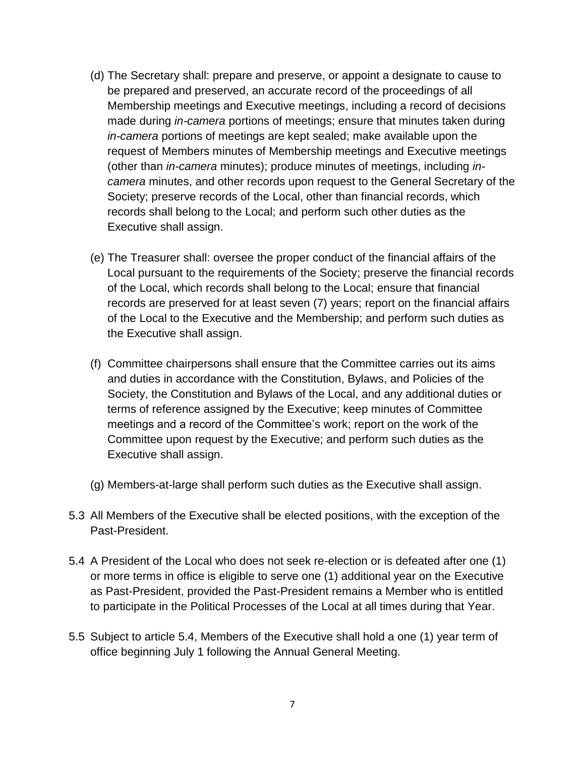(d) The Secretary shall: prepare and preserve, or appoint a designate to cause to be prepared and preserved, an accurate record of the proceedings of all Membership meetings and Executive meetings, including a record of decisions made during *in-camera* portions of meetings; ensure that minutes taken during *in-camera* portions of meetings are kept sealed; make available upon the request of Members minutes of Membership meetings and Executive meetings (other than *in-camera* minutes); produce minutes of meetings, including *in-camera* minutes, and other records upon request to the General Secretary of the Society; preserve records of the Local, other than financial records, which records shall belong to the Local; and perform such other duties as the Executive shall assign.

(e) The Treasurer shall: oversee the proper conduct of the financial affairs of the Local pursuant to the requirements of the Society; preserve the financial records of the Local, which records shall belong to the Local; ensure that financial records are preserved for at least seven (7) years; report on the financial affairs of the Local to the Executive and the Membership; and perform such duties as the Executive shall assign.

(f) Committee chairpersons shall ensure that the Committee carries out its aims and duties in accordance with the Constitution, Bylaws, and Policies of the Society, the Constitution and Bylaws of the Local, and any additional duties or terms of reference assigned by the Executive; keep minutes of Committee meetings and a record of the Committee's work; report on the work of the Committee upon request by the Executive; and perform such duties as the Executive shall assign.

(g) Members-at-large shall perform such duties as the Executive shall assign.

5.3 All Members of the Executive shall be elected positions, with the exception of the Past-President.

5.4 A President of the Local who does not seek re-election or is defeated after one (1) or more terms in office is eligible to serve one (1) additional year on the Executive as Past-President, provided the Past-President remains a Member who is entitled to participate in the Political Processes of the Local at all times during that Year.

5.5 Subject to article 5.4, Members of the Executive shall hold a one (1) year term of office beginning July 1 following the Annual General Meeting.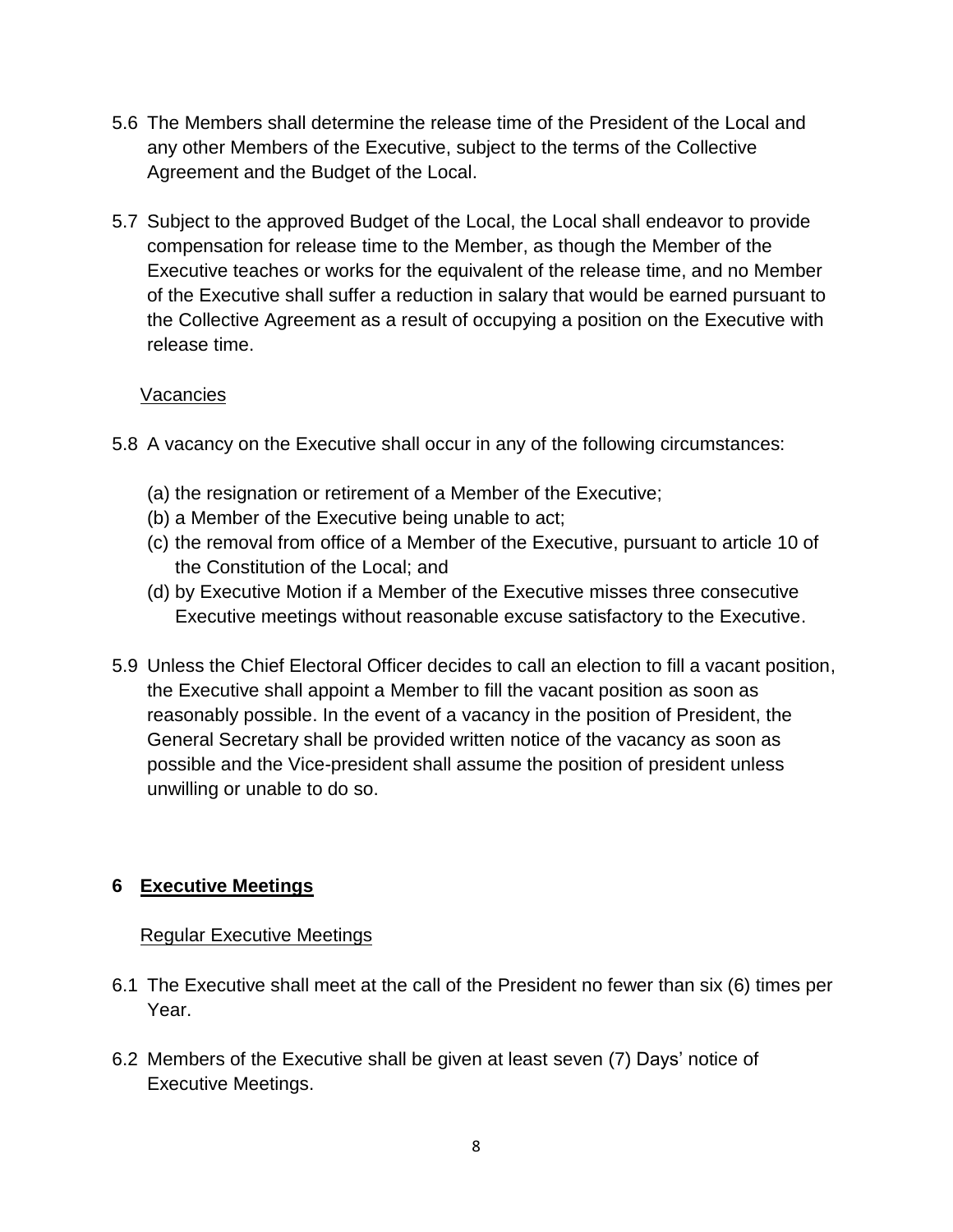5.6 The Members shall determine the release time of the President of the Local and any other Members of the Executive, subject to the terms of the Collective Agreement and the Budget of the Local.

5.7 Subject to the approved Budget of the Local, the Local shall endeavor to provide compensation for release time to the Member, as though the Member of the Executive teaches or works for the equivalent of the release time, and no Member of the Executive shall suffer a reduction in salary that would be earned pursuant to the Collective Agreement as a result of occupying a position on the Executive with release time.

<u>Vacancies</u>

5.8 A vacancy on the Executive shall occur in any of the following circumstances:

(a) the resignation or retirement of a Member of the Executive;
(b) a Member of the Executive being unable to act;
(c) the removal from office of a Member of the Executive, pursuant to article 10 of the Constitution of the Local; and
(d) by Executive Motion if a Member of the Executive misses three consecutive Executive meetings without reasonable excuse satisfactory to the Executive.

5.9 Unless the Chief Electoral Officer decides to call an election to fill a vacant position, the Executive shall appoint a Member to fill the vacant position as soon as reasonably possible. In the event of a vacancy in the position of President, the General Secretary shall be provided written notice of the vacancy as soon as possible and the Vice-president shall assume the position of president unless unwilling or unable to do so.

## 6 Executive Meetings

<u>Regular Executive Meetings</u>

6.1 The Executive shall meet at the call of the President no fewer than six (6) times per Year.

6.2 Members of the Executive shall be given at least seven (7) Days' notice of Executive Meetings.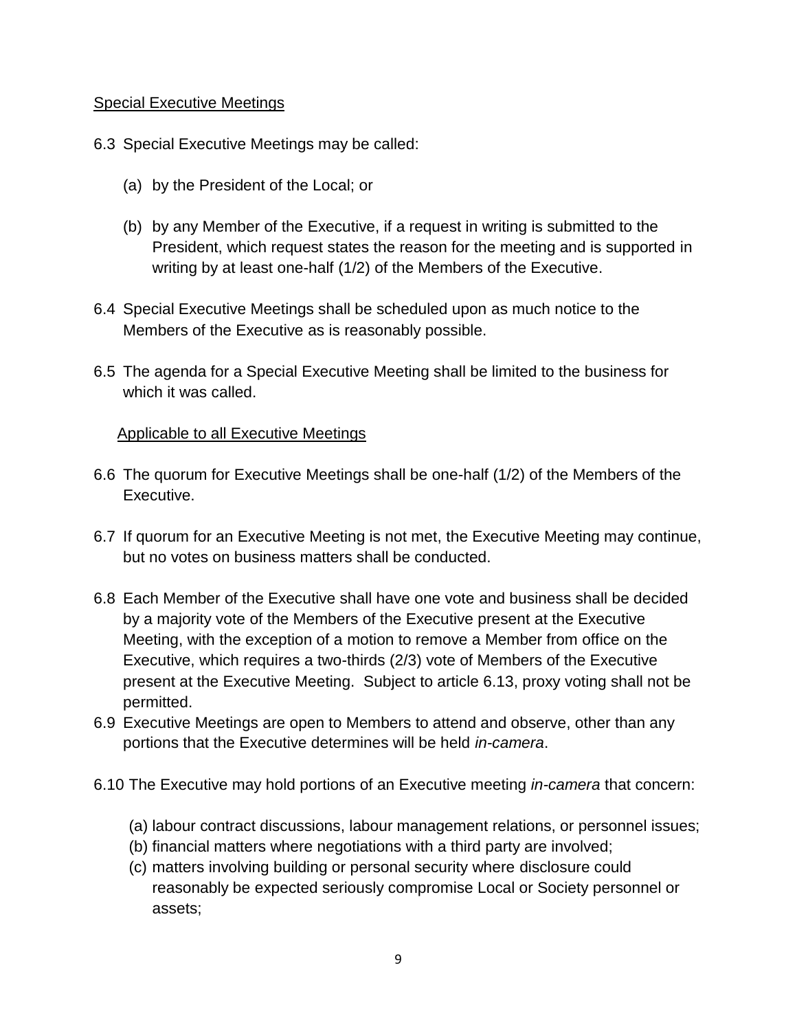<u>Special Executive Meetings</u>

6.3 Special Executive Meetings may be called:

(a) by the President of the Local; or

(b) by any Member of the Executive, if a request in writing is submitted to the President, which request states the reason for the meeting and is supported in writing by at least one-half (1/2) of the Members of the Executive.

6.4 Special Executive Meetings shall be scheduled upon as much notice to the Members of the Executive as is reasonably possible.

6.5 The agenda for a Special Executive Meeting shall be limited to the business for which it was called.

<u>Applicable to all Executive Meetings</u>

6.6 The quorum for Executive Meetings shall be one-half (1/2) of the Members of the Executive.

6.7 If quorum for an Executive Meeting is not met, the Executive Meeting may continue, but no votes on business matters shall be conducted.

6.8 Each Member of the Executive shall have one vote and business shall be decided by a majority vote of the Members of the Executive present at the Executive Meeting, with the exception of a motion to remove a Member from office on the Executive, which requires a two-thirds (2/3) vote of Members of the Executive present at the Executive Meeting. Subject to article 6.13, proxy voting shall not be permitted.

6.9 Executive Meetings are open to Members to attend and observe, other than any portions that the Executive determines will be held *in-camera*.

6.10 The Executive may hold portions of an Executive meeting *in-camera* that concern:

(a) labour contract discussions, labour management relations, or personnel issues;
(b) financial matters where negotiations with a third party are involved;
(c) matters involving building or personal security where disclosure could reasonably be expected seriously compromise Local or Society personnel or assets;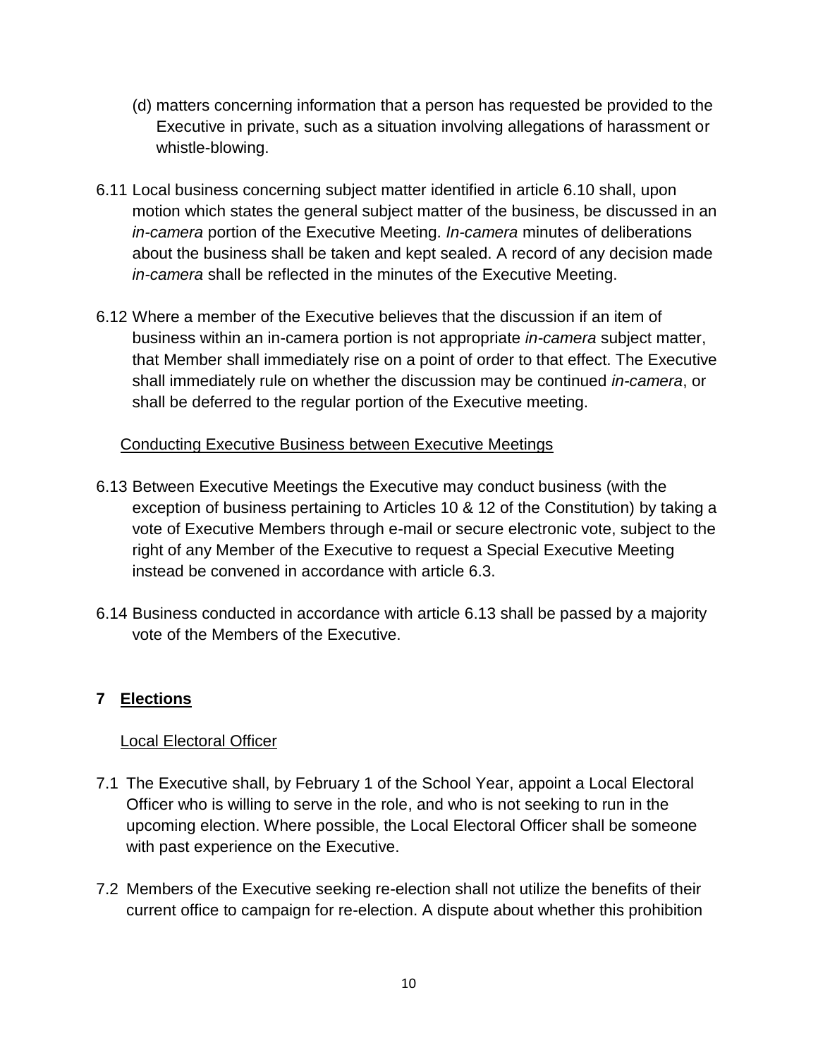(d) matters concerning information that a person has requested be provided to the Executive in private, such as a situation involving allegations of harassment or whistle-blowing.

6.11 Local business concerning subject matter identified in article 6.10 shall, upon motion which states the general subject matter of the business, be discussed in an *in-camera* portion of the Executive Meeting. *In-camera* minutes of deliberations about the business shall be taken and kept sealed. A record of any decision made *in-camera* shall be reflected in the minutes of the Executive Meeting.

6.12 Where a member of the Executive believes that the discussion if an item of business within an in-camera portion is not appropriate *in-camera* subject matter, that Member shall immediately rise on a point of order to that effect. The Executive shall immediately rule on whether the discussion may be continued *in-camera*, or shall be deferred to the regular portion of the Executive meeting.

Conducting Executive Business between Executive Meetings

6.13 Between Executive Meetings the Executive may conduct business (with the exception of business pertaining to Articles 10 & 12 of the Constitution) by taking a vote of Executive Members through e-mail or secure electronic vote, subject to the right of any Member of the Executive to request a Special Executive Meeting instead be convened in accordance with article 6.3.

6.14 Business conducted in accordance with article 6.13 shall be passed by a majority vote of the Members of the Executive.

## 7 Elections

Local Electoral Officer

7.1 The Executive shall, by February 1 of the School Year, appoint a Local Electoral Officer who is willing to serve in the role, and who is not seeking to run in the upcoming election. Where possible, the Local Electoral Officer shall be someone with past experience on the Executive.

7.2 Members of the Executive seeking re-election shall not utilize the benefits of their current office to campaign for re-election. A dispute about whether this prohibition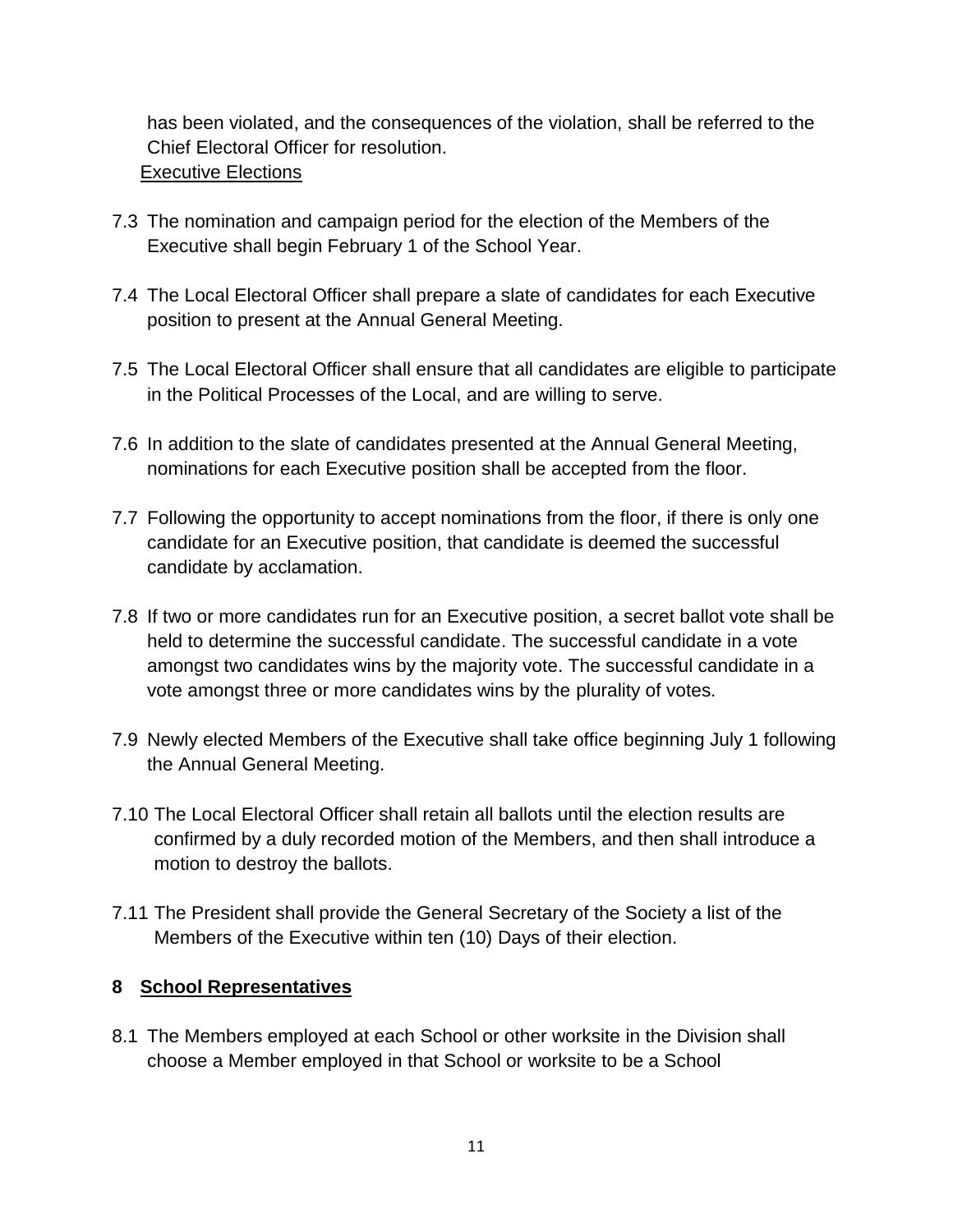has been violated, and the consequences of the violation, shall be referred to the Chief Electoral Officer for resolution.

Executive Elections

7.3 The nomination and campaign period for the election of the Members of the Executive shall begin February 1 of the School Year.

7.4 The Local Electoral Officer shall prepare a slate of candidates for each Executive position to present at the Annual General Meeting.

7.5 The Local Electoral Officer shall ensure that all candidates are eligible to participate in the Political Processes of the Local, and are willing to serve.

7.6 In addition to the slate of candidates presented at the Annual General Meeting, nominations for each Executive position shall be accepted from the floor.

7.7 Following the opportunity to accept nominations from the floor, if there is only one candidate for an Executive position, that candidate is deemed the successful candidate by acclamation.

7.8 If two or more candidates run for an Executive position, a secret ballot vote shall be held to determine the successful candidate. The successful candidate in a vote amongst two candidates wins by the majority vote. The successful candidate in a vote amongst three or more candidates wins by the plurality of votes.

7.9 Newly elected Members of the Executive shall take office beginning July 1 following the Annual General Meeting.

7.10 The Local Electoral Officer shall retain all ballots until the election results are confirmed by a duly recorded motion of the Members, and then shall introduce a motion to destroy the ballots.

7.11 The President shall provide the General Secretary of the Society a list of the Members of the Executive within ten (10) Days of their election.

## 8 School Representatives

8.1 The Members employed at each School or other worksite in the Division shall choose a Member employed in that School or worksite to be a School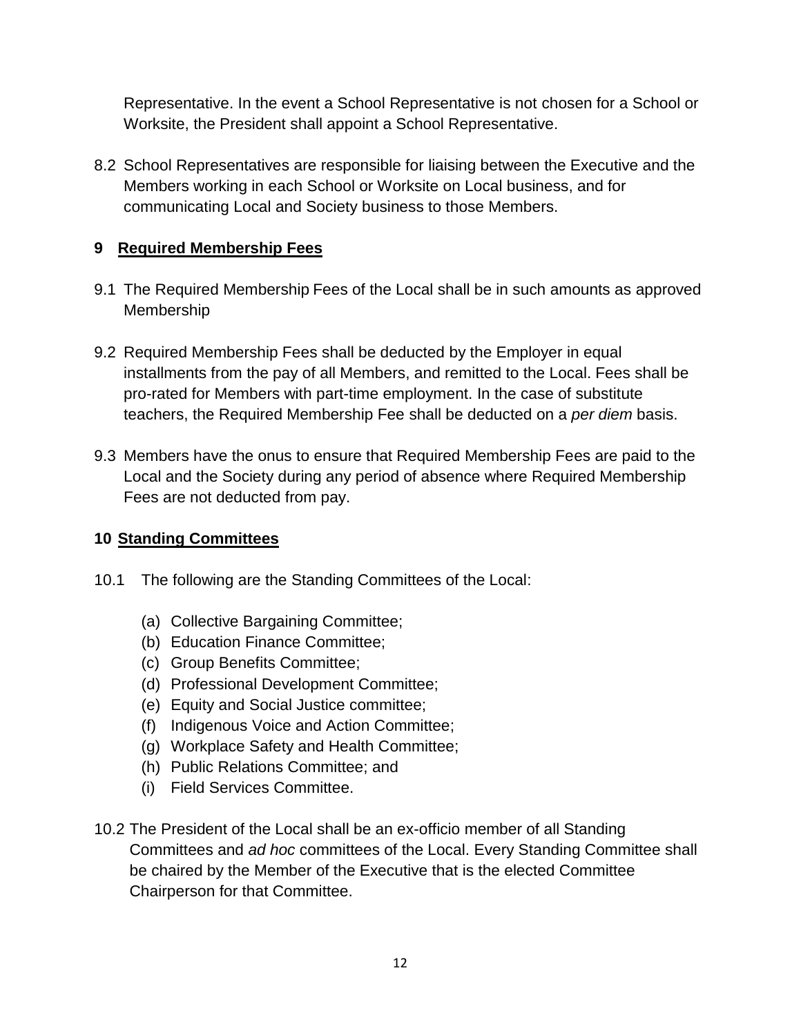Representative. In the event a School Representative is not chosen for a School or Worksite, the President shall appoint a School Representative.

8.2 School Representatives are responsible for liaising between the Executive and the Members working in each School or Worksite on Local business, and for communicating Local and Society business to those Members.

## 9 Required Membership Fees

9.1 The Required Membership Fees of the Local shall be in such amounts as approved Membership

9.2 Required Membership Fees shall be deducted by the Employer in equal installments from the pay of all Members, and remitted to the Local. Fees shall be pro-rated for Members with part-time employment. In the case of substitute teachers, the Required Membership Fee shall be deducted on a *per diem* basis.

9.3 Members have the onus to ensure that Required Membership Fees are paid to the Local and the Society during any period of absence where Required Membership Fees are not deducted from pay.

## 10 Standing Committees

10.1 The following are the Standing Committees of the Local:

(a) Collective Bargaining Committee;
(b) Education Finance Committee;
(c) Group Benefits Committee;
(d) Professional Development Committee;
(e) Equity and Social Justice committee;
(f) Indigenous Voice and Action Committee;
(g) Workplace Safety and Health Committee;
(h) Public Relations Committee; and
(i) Field Services Committee.

10.2 The President of the Local shall be an ex-officio member of all Standing Committees and *ad hoc* committees of the Local. Every Standing Committee shall be chaired by the Member of the Executive that is the elected Committee Chairperson for that Committee.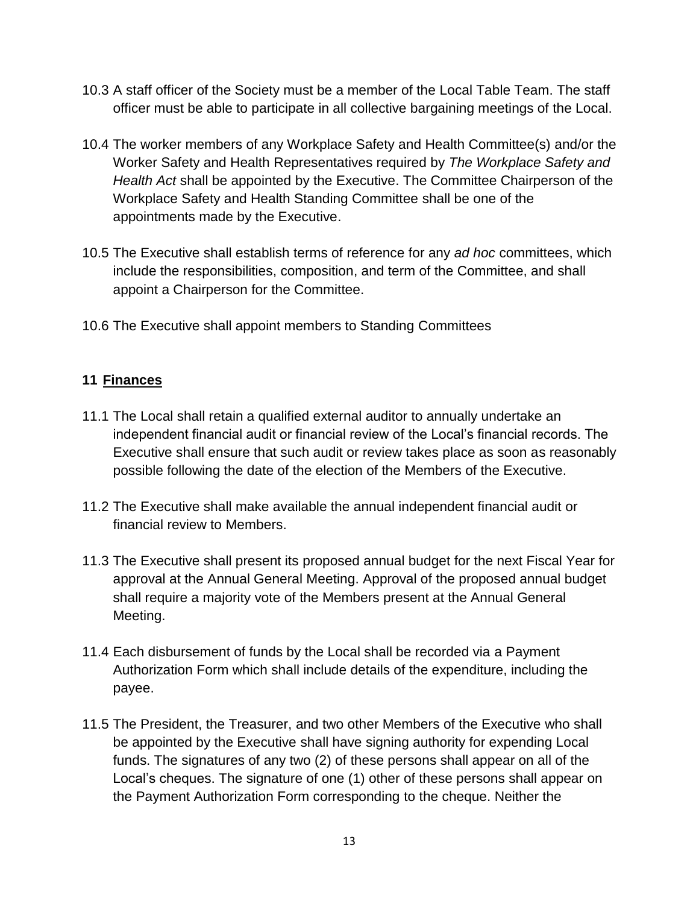10.3 A staff officer of the Society must be a member of the Local Table Team. The staff officer must be able to participate in all collective bargaining meetings of the Local.

10.4 The worker members of any Workplace Safety and Health Committee(s) and/or the Worker Safety and Health Representatives required by *The Workplace Safety and Health Act* shall be appointed by the Executive. The Committee Chairperson of the Workplace Safety and Health Standing Committee shall be one of the appointments made by the Executive.

10.5 The Executive shall establish terms of reference for any *ad hoc* committees, which include the responsibilities, composition, and term of the Committee, and shall appoint a Chairperson for the Committee.

10.6 The Executive shall appoint members to Standing Committees

## 11 Finances

11.1 The Local shall retain a qualified external auditor to annually undertake an independent financial audit or financial review of the Local's financial records. The Executive shall ensure that such audit or review takes place as soon as reasonably possible following the date of the election of the Members of the Executive.

11.2 The Executive shall make available the annual independent financial audit or financial review to Members.

11.3 The Executive shall present its proposed annual budget for the next Fiscal Year for approval at the Annual General Meeting. Approval of the proposed annual budget shall require a majority vote of the Members present at the Annual General Meeting.

11.4 Each disbursement of funds by the Local shall be recorded via a Payment Authorization Form which shall include details of the expenditure, including the payee.

11.5 The President, the Treasurer, and two other Members of the Executive who shall be appointed by the Executive shall have signing authority for expending Local funds. The signatures of any two (2) of these persons shall appear on all of the Local's cheques. The signature of one (1) other of these persons shall appear on the Payment Authorization Form corresponding to the cheque. Neither the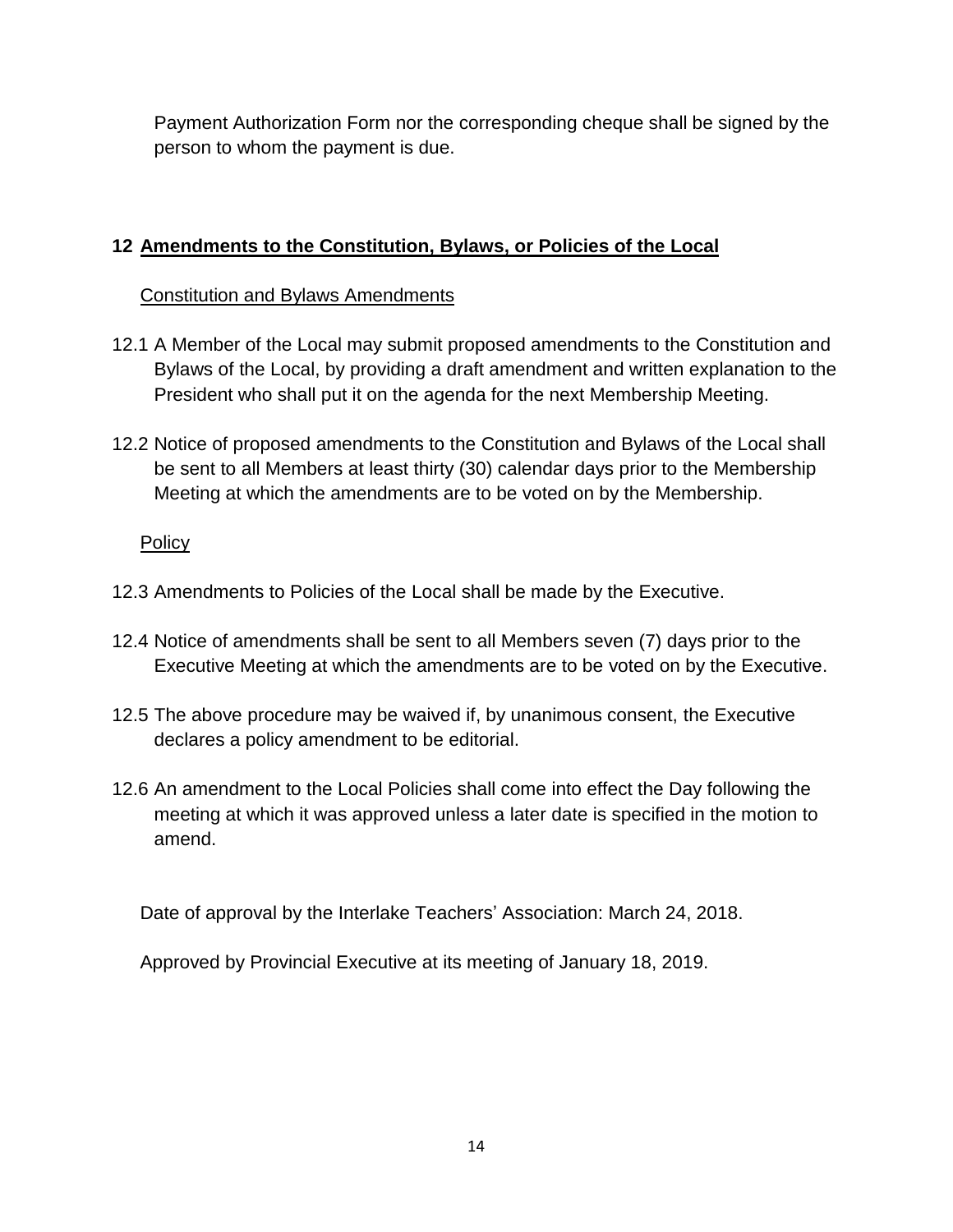Payment Authorization Form nor the corresponding cheque shall be signed by the person to whom the payment is due.

## 12 Amendments to the Constitution, Bylaws, or Policies of the Local

### Constitution and Bylaws Amendments

12.1 A Member of the Local may submit proposed amendments to the Constitution and Bylaws of the Local, by providing a draft amendment and written explanation to the President who shall put it on the agenda for the next Membership Meeting.

12.2 Notice of proposed amendments to the Constitution and Bylaws of the Local shall be sent to all Members at least thirty (30) calendar days prior to the Membership Meeting at which the amendments are to be voted on by the Membership.

### Policy

12.3 Amendments to Policies of the Local shall be made by the Executive.

12.4 Notice of amendments shall be sent to all Members seven (7) days prior to the Executive Meeting at which the amendments are to be voted on by the Executive.

12.5 The above procedure may be waived if, by unanimous consent, the Executive declares a policy amendment to be editorial.

12.6 An amendment to the Local Policies shall come into effect the Day following the meeting at which it was approved unless a later date is specified in the motion to amend.

Date of approval by the Interlake Teachers' Association: March 24, 2018.

Approved by Provincial Executive at its meeting of January 18, 2019.